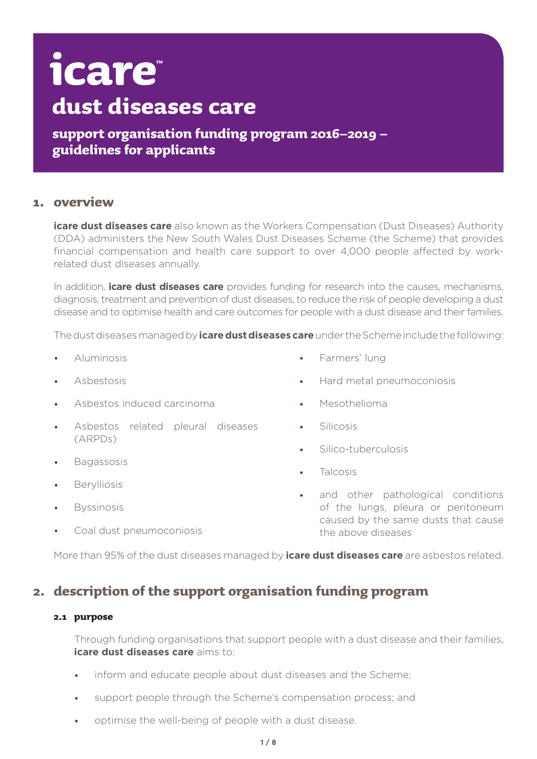# icare™

# dust diseases care

## support organisation funding program 2016–2019 – guidelines for applicants

## 1. overview

**icare dust diseases care** also known as the Workers Compensation (Dust Diseases) Authority (DDA) administers the New South Wales Dust Diseases Scheme (the Scheme) that provides financial compensation and health care support to over 4,000 people affected by work-related dust diseases annually.

In addition, **icare dust diseases care** provides funding for research into the causes, mechanisms, diagnosis, treatment and prevention of dust diseases, to reduce the risk of people developing a dust disease and to optimise health and care outcomes for people with a dust disease and their families.

The dust diseases managed by **icare dust diseases care** under the Scheme include the following:

- Aluminosis
- Asbestosis
- Asbestos induced carcinoma
- Asbestos related pleural diseases (ARPDs)
- Bagassosis
- Berylliosis
- Byssinosis
- Coal dust pneumoconiosis
- Farmers' lung
- Hard metal pneumoconiosis
- Mesothelioma
- Silicosis
- Silico-tuberculosis
- Talcosis
- and other pathological conditions of the lungs, pleura or peritoneum caused by the same dusts that cause the above diseases

More than 95% of the dust diseases managed by **icare dust diseases care** are asbestos related.

## 2. description of the support organisation funding program

### 2.1 purpose

Through funding organisations that support people with a dust disease and their families, **icare dust diseases care** aims to:

- inform and educate people about dust diseases and the Scheme;
- support people through the Scheme's compensation process; and
- optimise the well-being of people with a dust disease.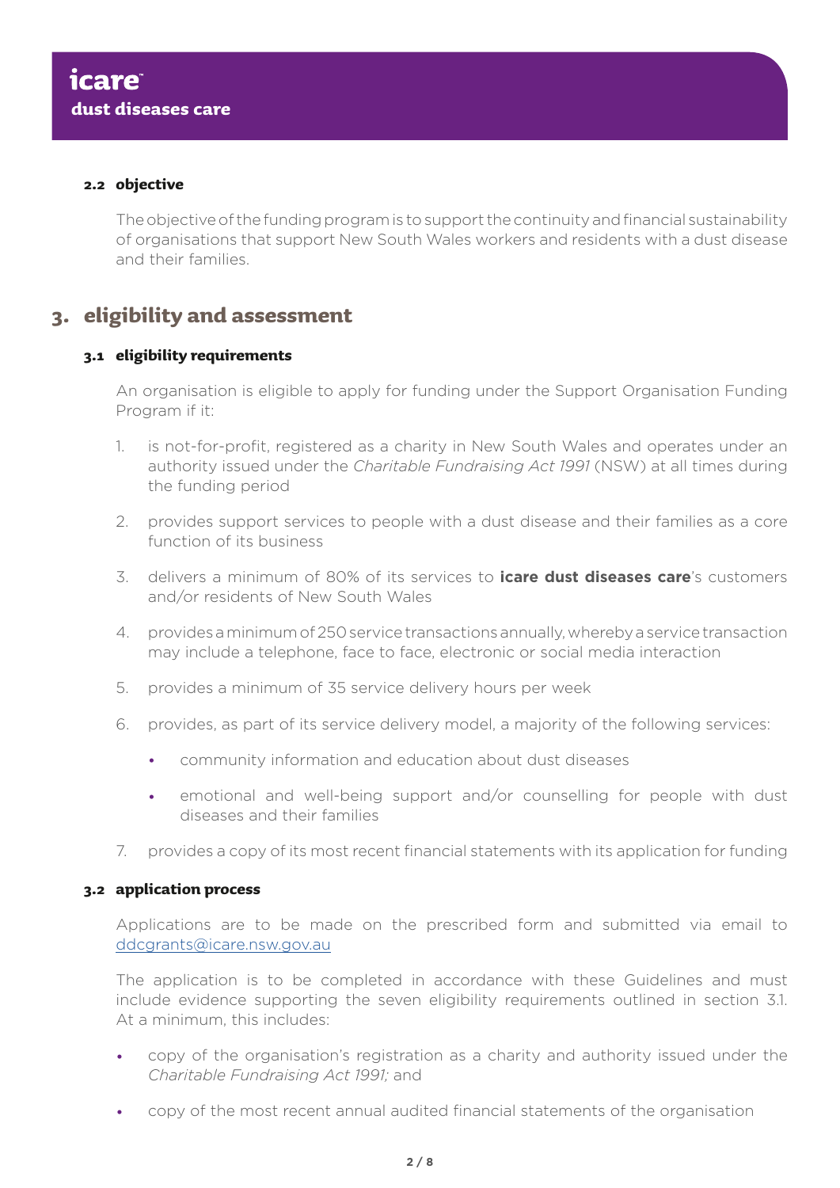#### 2.2 objective

The objective of the funding program is to support the continuity and financial sustainability of organisations that support New South Wales workers and residents with a dust disease and their families.

## 3. eligibility and assessment

#### 3.1 eligibility requirements

An organisation is eligible to apply for funding under the Support Organisation Funding Program if it:

1. is not-for-profit, registered as a charity in New South Wales and operates under an authority issued under the *Charitable Fundraising Act 1991* (NSW) at all times during the funding period
2. provides support services to people with a dust disease and their families as a core function of its business
3. delivers a minimum of 80% of its services to **icare dust diseases care**'s customers and/or residents of New South Wales
4. provides a minimum of 250 service transactions annually, whereby a service transaction may include a telephone, face to face, electronic or social media interaction
5. provides a minimum of 35 service delivery hours per week
6. provides, as part of its service delivery model, a majority of the following services:
   - community information and education about dust diseases
   - emotional and well-being support and/or counselling for people with dust diseases and their families
7. provides a copy of its most recent financial statements with its application for funding

#### 3.2 application process

Applications are to be made on the prescribed form and submitted via email to ddcgrants@icare.nsw.gov.au

The application is to be completed in accordance with these Guidelines and must include evidence supporting the seven eligibility requirements outlined in section 3.1. At a minimum, this includes:

- copy of the organisation's registration as a charity and authority issued under the *Charitable Fundraising Act 1991;* and
- copy of the most recent annual audited financial statements of the organisation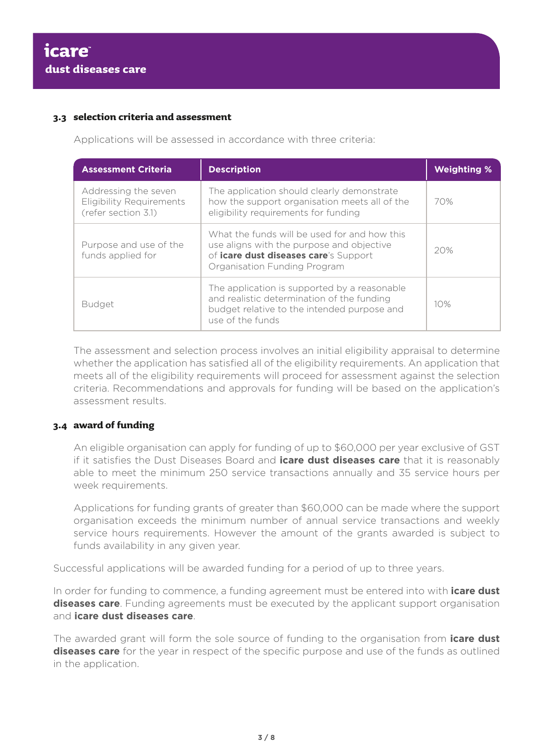### 3.3 selection criteria and assessment

Applications will be assessed in accordance with three criteria:

| Assessment Criteria | Description | Weighting % |
|---|---|---|
| Addressing the seven Eligibility Requirements (refer section 3.1) | The application should clearly demonstrate how the support organisation meets all of the eligibility requirements for funding | 70% |
| Purpose and use of the funds applied for | What the funds will be used for and how this use aligns with the purpose and objective of **icare dust diseases care**'s Support Organisation Funding Program | 20% |
| Budget | The application is supported by a reasonable and realistic determination of the funding budget relative to the intended purpose and use of the funds | 10% |

The assessment and selection process involves an initial eligibility appraisal to determine whether the application has satisfied all of the eligibility requirements. An application that meets all of the eligibility requirements will proceed for assessment against the selection criteria. Recommendations and approvals for funding will be based on the application's assessment results.

### 3.4 award of funding

An eligible organisation can apply for funding of up to $60,000 per year exclusive of GST if it satisfies the Dust Diseases Board and **icare dust diseases care** that it is reasonably able to meet the minimum 250 service transactions annually and 35 service hours per week requirements.

Applications for funding grants of greater than $60,000 can be made where the support organisation exceeds the minimum number of annual service transactions and weekly service hours requirements. However the amount of the grants awarded is subject to funds availability in any given year.

Successful applications will be awarded funding for a period of up to three years.

In order for funding to commence, a funding agreement must be entered into with **icare dust diseases care**. Funding agreements must be executed by the applicant support organisation and **icare dust diseases care**.

The awarded grant will form the sole source of funding to the organisation from **icare dust diseases care** for the year in respect of the specific purpose and use of the funds as outlined in the application.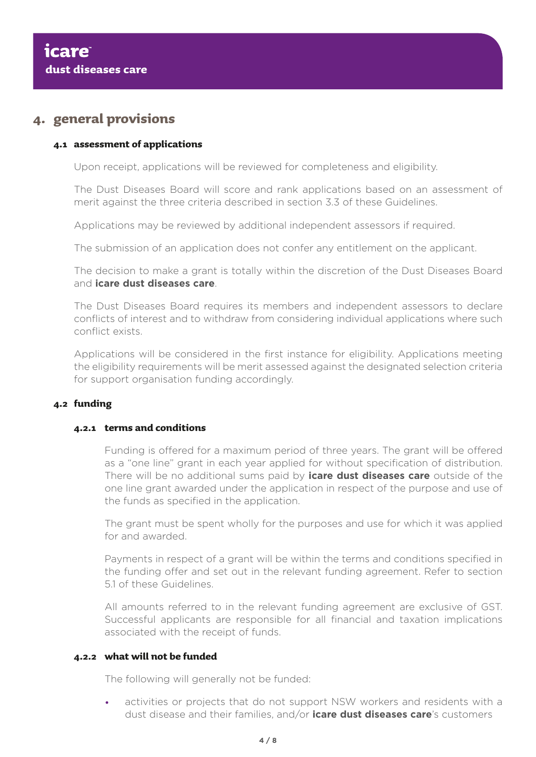# 4. general provisions

### 4.1 assessment of applications

Upon receipt, applications will be reviewed for completeness and eligibility.

The Dust Diseases Board will score and rank applications based on an assessment of merit against the three criteria described in section 3.3 of these Guidelines.

Applications may be reviewed by additional independent assessors if required.

The submission of an application does not confer any entitlement on the applicant.

The decision to make a grant is totally within the discretion of the Dust Diseases Board and **icare dust diseases care**.

The Dust Diseases Board requires its members and independent assessors to declare conflicts of interest and to withdraw from considering individual applications where such conflict exists.

Applications will be considered in the first instance for eligibility. Applications meeting the eligibility requirements will be merit assessed against the designated selection criteria for support organisation funding accordingly.

### 4.2 funding

#### 4.2.1 terms and conditions

Funding is offered for a maximum period of three years. The grant will be offered as a "one line" grant in each year applied for without specification of distribution. There will be no additional sums paid by **icare dust diseases care** outside of the one line grant awarded under the application in respect of the purpose and use of the funds as specified in the application.

The grant must be spent wholly for the purposes and use for which it was applied for and awarded.

Payments in respect of a grant will be within the terms and conditions specified in the funding offer and set out in the relevant funding agreement. Refer to section 5.1 of these Guidelines.

All amounts referred to in the relevant funding agreement are exclusive of GST. Successful applicants are responsible for all financial and taxation implications associated with the receipt of funds.

#### 4.2.2 what will not be funded

The following will generally not be funded:

- activities or projects that do not support NSW workers and residents with a dust disease and their families, and/or **icare dust diseases care**'s customers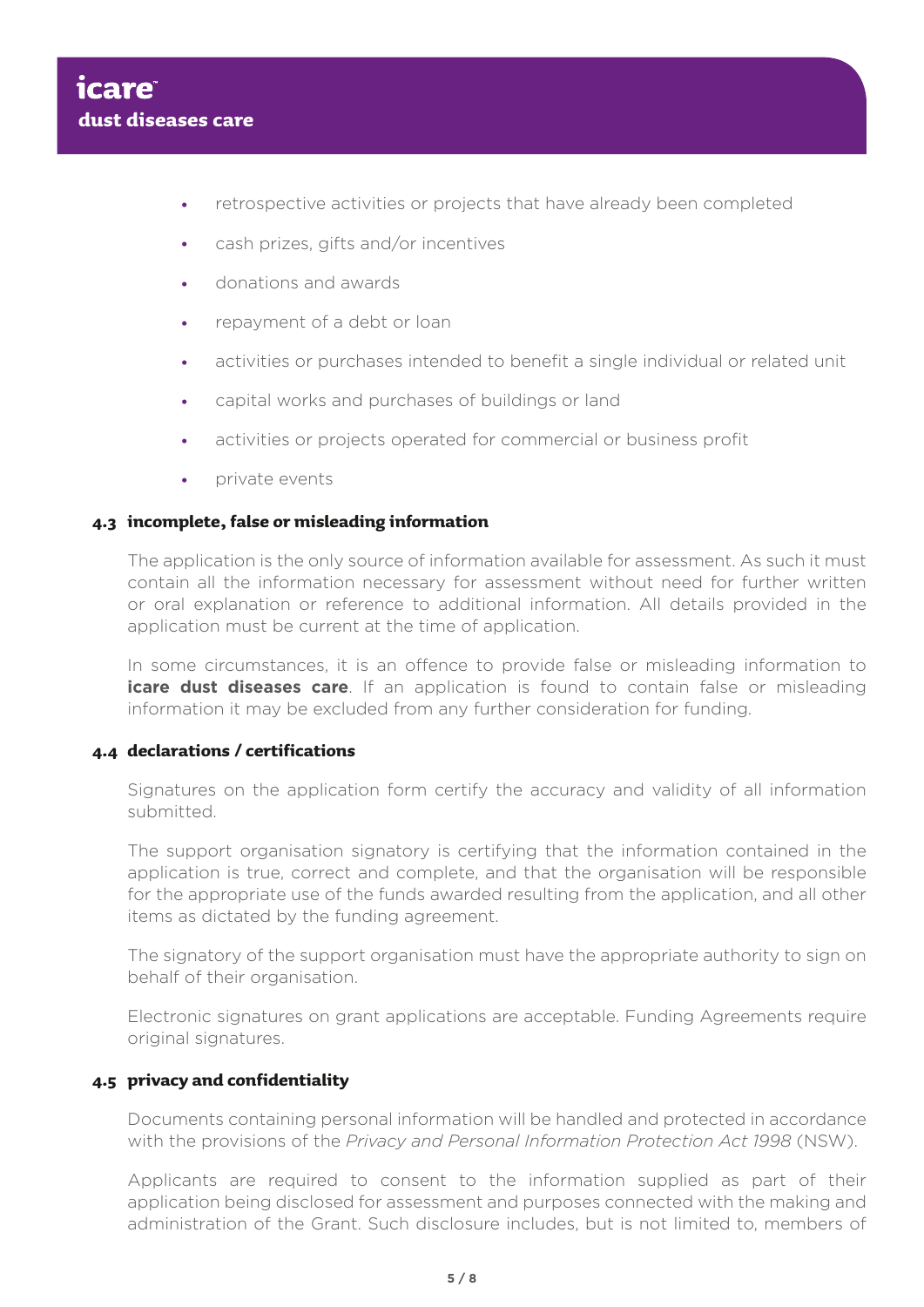- retrospective activities or projects that have already been completed
- cash prizes, gifts and/or incentives
- donations and awards
- repayment of a debt or loan
- activities or purchases intended to benefit a single individual or related unit
- capital works and purchases of buildings or land
- activities or projects operated for commercial or business profit
- private events

### 4.3 incomplete, false or misleading information

The application is the only source of information available for assessment. As such it must contain all the information necessary for assessment without need for further written or oral explanation or reference to additional information. All details provided in the application must be current at the time of application.

In some circumstances, it is an offence to provide false or misleading information to **icare dust diseases care**. If an application is found to contain false or misleading information it may be excluded from any further consideration for funding.

### 4.4 declarations / certifications

Signatures on the application form certify the accuracy and validity of all information submitted.

The support organisation signatory is certifying that the information contained in the application is true, correct and complete, and that the organisation will be responsible for the appropriate use of the funds awarded resulting from the application, and all other items as dictated by the funding agreement.

The signatory of the support organisation must have the appropriate authority to sign on behalf of their organisation.

Electronic signatures on grant applications are acceptable. Funding Agreements require original signatures.

### 4.5 privacy and confidentiality

Documents containing personal information will be handled and protected in accordance with the provisions of the *Privacy and Personal Information Protection Act 1998* (NSW).

Applicants are required to consent to the information supplied as part of their application being disclosed for assessment and purposes connected with the making and administration of the Grant. Such disclosure includes, but is not limited to, members of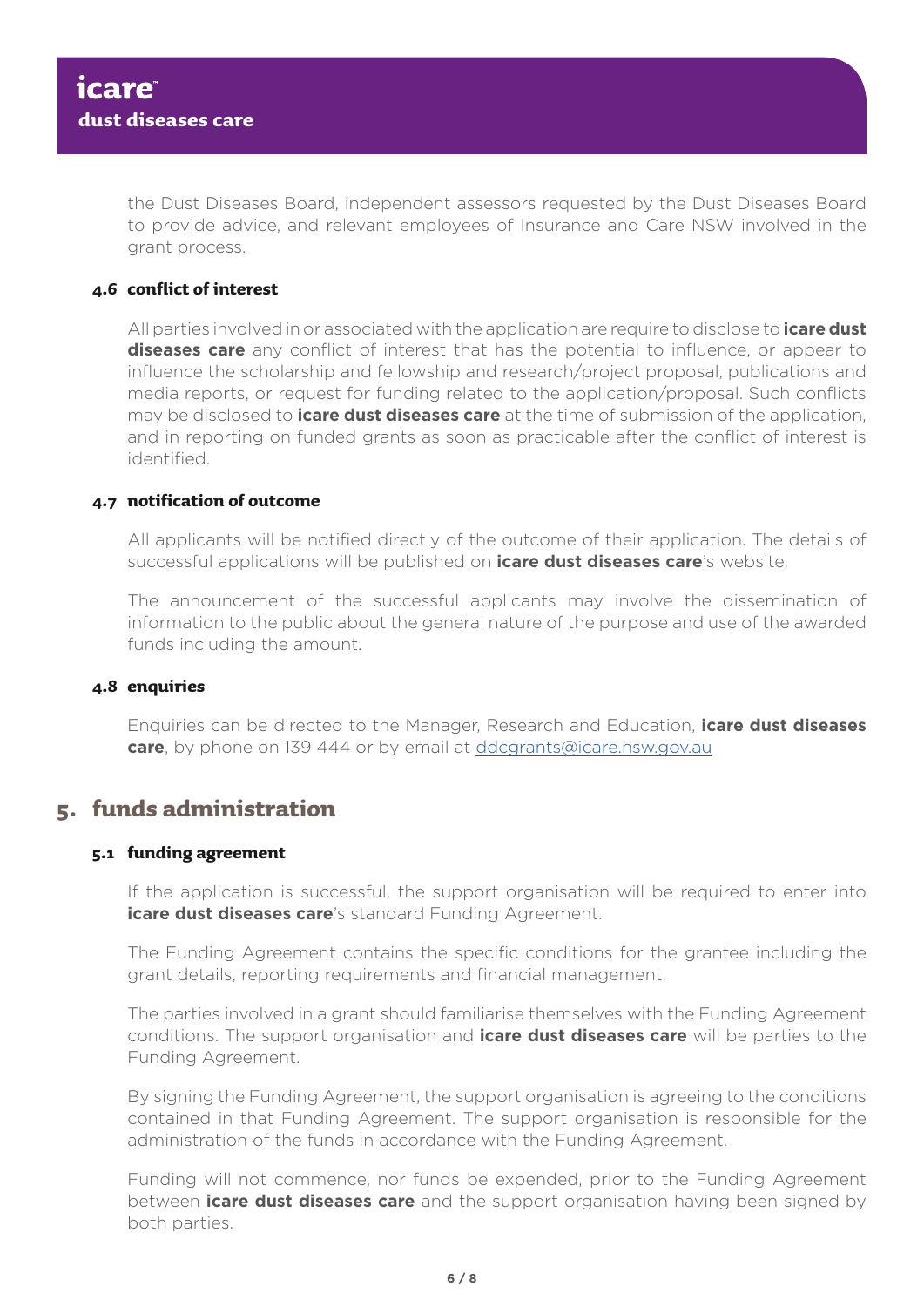the Dust Diseases Board, independent assessors requested by the Dust Diseases Board to provide advice, and relevant employees of Insurance and Care NSW involved in the grant process.

### 4.6 conflict of interest

All parties involved in or associated with the application are require to disclose to **icare dust diseases care** any conflict of interest that has the potential to influence, or appear to influence the scholarship and fellowship and research/project proposal, publications and media reports, or request for funding related to the application/proposal. Such conflicts may be disclosed to **icare dust diseases care** at the time of submission of the application, and in reporting on funded grants as soon as practicable after the conflict of interest is identified.

### 4.7 notification of outcome

All applicants will be notified directly of the outcome of their application. The details of successful applications will be published on **icare dust diseases care**'s website.

The announcement of the successful applicants may involve the dissemination of information to the public about the general nature of the purpose and use of the awarded funds including the amount.

### 4.8 enquiries

Enquiries can be directed to the Manager, Research and Education, **icare dust diseases care**, by phone on 139 444 or by email at ddcgrants@icare.nsw.gov.au

## 5. funds administration

### 5.1 funding agreement

If the application is successful, the support organisation will be required to enter into **icare dust diseases care**'s standard Funding Agreement.

The Funding Agreement contains the specific conditions for the grantee including the grant details, reporting requirements and financial management.

The parties involved in a grant should familiarise themselves with the Funding Agreement conditions. The support organisation and **icare dust diseases care** will be parties to the Funding Agreement.

By signing the Funding Agreement, the support organisation is agreeing to the conditions contained in that Funding Agreement. The support organisation is responsible for the administration of the funds in accordance with the Funding Agreement.

Funding will not commence, nor funds be expended, prior to the Funding Agreement between **icare dust diseases care** and the support organisation having been signed by both parties.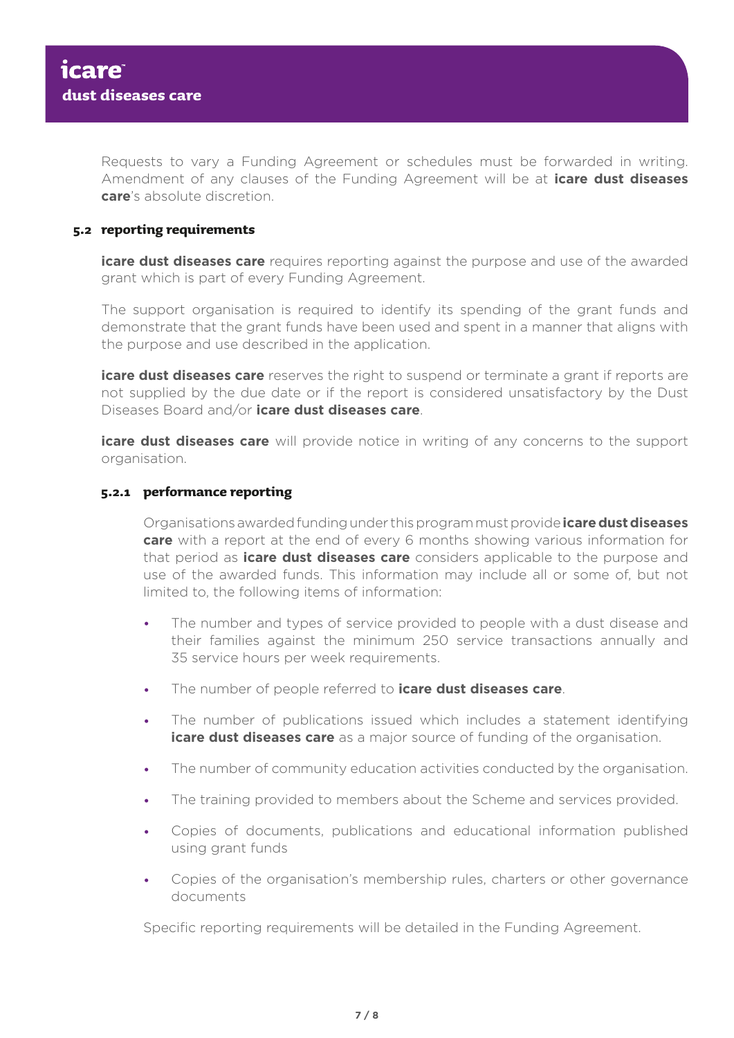Requests to vary a Funding Agreement or schedules must be forwarded in writing. Amendment of any clauses of the Funding Agreement will be at **icare dust diseases care**'s absolute discretion.

### 5.2 reporting requirements

**icare dust diseases care** requires reporting against the purpose and use of the awarded grant which is part of every Funding Agreement.

The support organisation is required to identify its spending of the grant funds and demonstrate that the grant funds have been used and spent in a manner that aligns with the purpose and use described in the application.

**icare dust diseases care** reserves the right to suspend or terminate a grant if reports are not supplied by the due date or if the report is considered unsatisfactory by the Dust Diseases Board and/or **icare dust diseases care**.

**icare dust diseases care** will provide notice in writing of any concerns to the support organisation.

#### 5.2.1 performance reporting

Organisations awarded funding under this program must provide **icare dust diseases care** with a report at the end of every 6 months showing various information for that period as **icare dust diseases care** considers applicable to the purpose and use of the awarded funds. This information may include all or some of, but not limited to, the following items of information:

- The number and types of service provided to people with a dust disease and their families against the minimum 250 service transactions annually and 35 service hours per week requirements.
- The number of people referred to **icare dust diseases care**.
- The number of publications issued which includes a statement identifying **icare dust diseases care** as a major source of funding of the organisation.
- The number of community education activities conducted by the organisation.
- The training provided to members about the Scheme and services provided.
- Copies of documents, publications and educational information published using grant funds
- Copies of the organisation's membership rules, charters or other governance documents

Specific reporting requirements will be detailed in the Funding Agreement.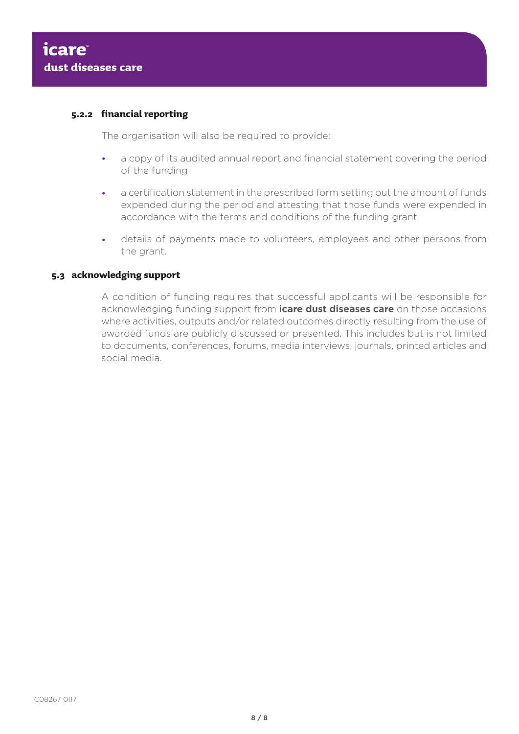#### 5.2.2 financial reporting

The organisation will also be required to provide:

- a copy of its audited annual report and financial statement covering the period of the funding
- a certification statement in the prescribed form setting out the amount of funds expended during the period and attesting that those funds were expended in accordance with the terms and conditions of the funding grant
- details of payments made to volunteers, employees and other persons from the grant.

### 5.3 acknowledging support

A condition of funding requires that successful applicants will be responsible for acknowledging funding support from **icare dust diseases care** on those occasions where activities, outputs and/or related outcomes directly resulting from the use of awarded funds are publicly discussed or presented. This includes but is not limited to documents, conferences, forums, media interviews, journals, printed articles and social media.

IC08267 0117